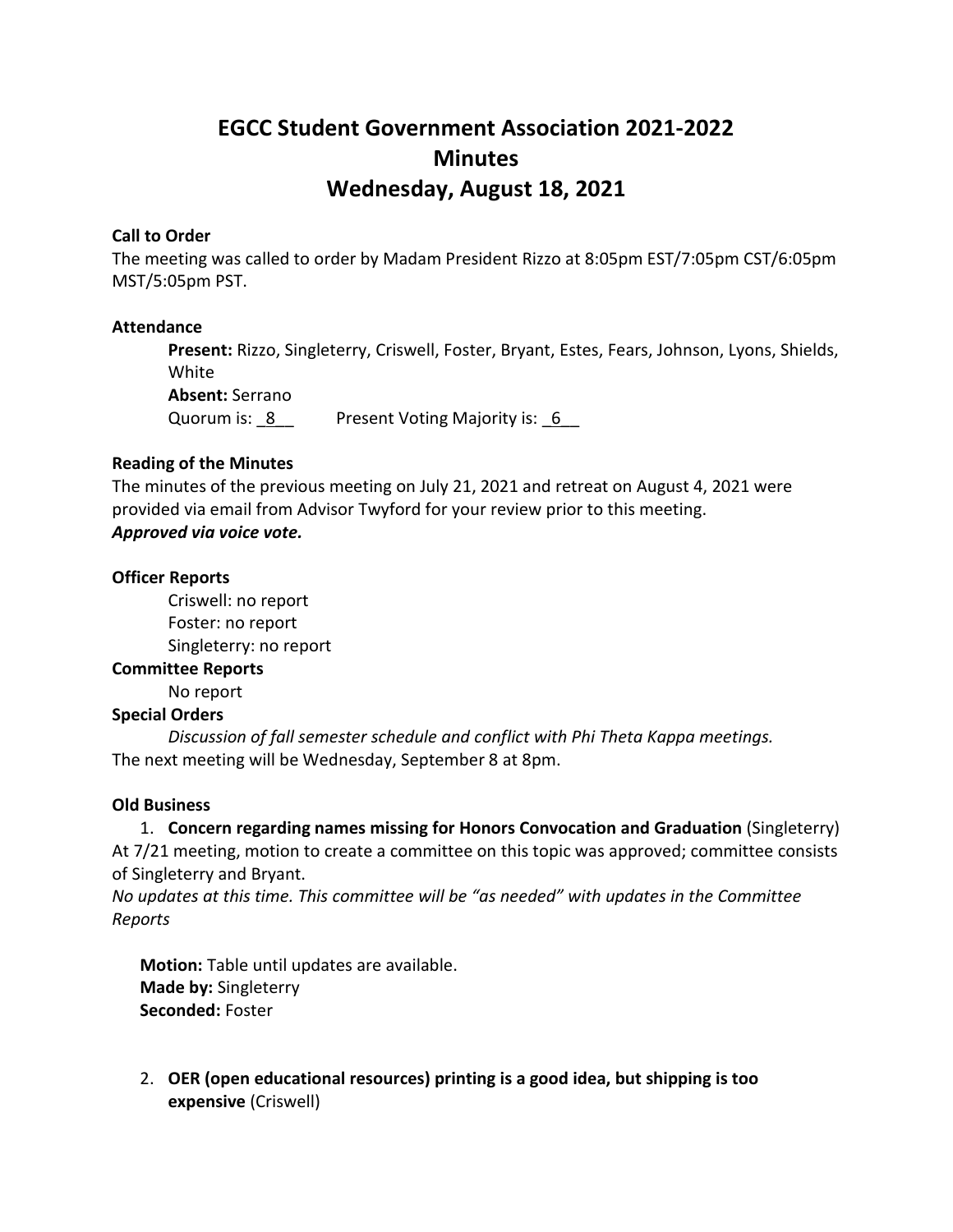# EGCC Student Government Association 2021-2022
# Minutes
# Wednesday, August 18, 2021

**Call to Order**

The meeting was called to order by Madam President Rizzo at 8:05pm EST/7:05pm CST/6:05pm MST/5:05pm PST.

**Attendance**

> **Present:** Rizzo, Singleterry, Criswell, Foster, Bryant, Estes, Fears, Johnson, Lyons, Shields, White
> **Absent:** Serrano
> Quorum is: _8__ Present Voting Majority is: _6__

**Reading of the Minutes**

The minutes of the previous meeting on July 21, 2021 and retreat on August 4, 2021 were provided via email from Advisor Twyford for your review prior to this meeting.
***Approved via voice vote.***

**Officer Reports**

> Criswell: no report
> Foster: no report
> Singleterry: no report

**Committee Reports**

> No report

**Special Orders**

> *Discussion of fall semester schedule and conflict with Phi Theta Kappa meetings.*

The next meeting will be Wednesday, September 8 at 8pm.

**Old Business**

1. **Concern regarding names missing for Honors Convocation and Graduation** (Singleterry)
At 7/21 meeting, motion to create a committee on this topic was approved; committee consists of Singleterry and Bryant.
*No updates at this time. This committee will be "as needed" with updates in the Committee Reports*

   **Motion:** Table until updates are available.
   **Made by:** Singleterry
   **Seconded:** Foster

2. **OER (open educational resources) printing is a good idea, but shipping is too expensive** (Criswell)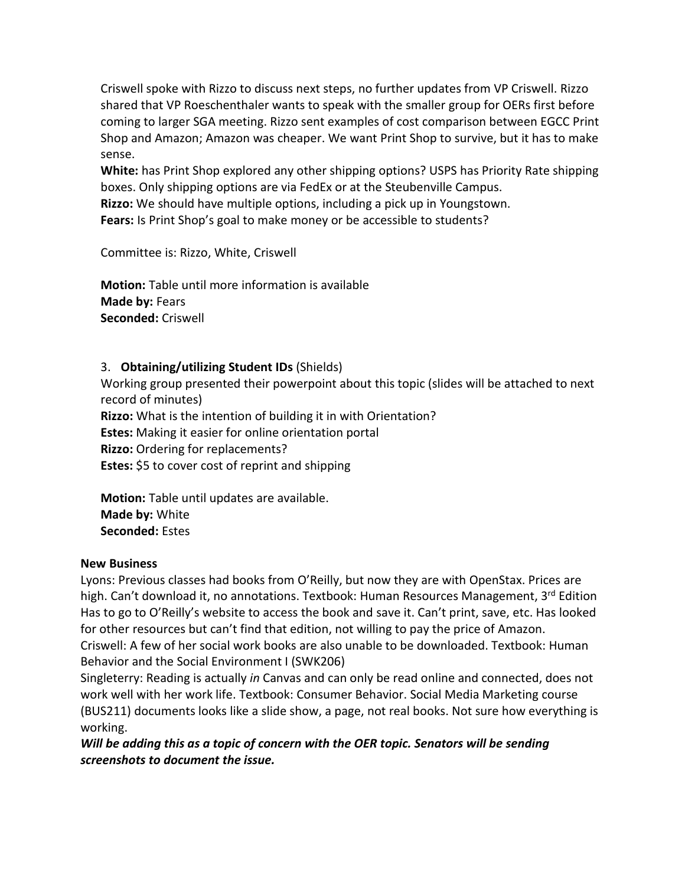Criswell spoke with Rizzo to discuss next steps, no further updates from VP Criswell. Rizzo shared that VP Roeschenthaler wants to speak with the smaller group for OERs first before coming to larger SGA meeting. Rizzo sent examples of cost comparison between EGCC Print Shop and Amazon; Amazon was cheaper. We want Print Shop to survive, but it has to make sense.

**White:** has Print Shop explored any other shipping options? USPS has Priority Rate shipping boxes. Only shipping options are via FedEx or at the Steubenville Campus.

**Rizzo:** We should have multiple options, including a pick up in Youngstown.

**Fears:** Is Print Shop's goal to make money or be accessible to students?

Committee is: Rizzo, White, Criswell

**Motion:** Table until more information is available
**Made by:** Fears
**Seconded:** Criswell

3. **Obtaining/utilizing Student IDs** (Shields)

Working group presented their powerpoint about this topic (slides will be attached to next record of minutes)

**Rizzo:** What is the intention of building it in with Orientation?

**Estes:** Making it easier for online orientation portal

**Rizzo:** Ordering for replacements?

**Estes:** $5 to cover cost of reprint and shipping

**Motion:** Table until updates are available.
**Made by:** White
**Seconded:** Estes

**New Business**

Lyons: Previous classes had books from O'Reilly, but now they are with OpenStax. Prices are high. Can't download it, no annotations. Textbook: Human Resources Management, 3rd Edition Has to go to O'Reilly's website to access the book and save it. Can't print, save, etc. Has looked for other resources but can't find that edition, not willing to pay the price of Amazon.

Criswell: A few of her social work books are also unable to be downloaded. Textbook: Human Behavior and the Social Environment I (SWK206)

Singleterry: Reading is actually *in* Canvas and can only be read online and connected, does not work well with her work life. Textbook: Consumer Behavior. Social Media Marketing course (BUS211) documents looks like a slide show, a page, not real books. Not sure how everything is working.

***Will be adding this as a topic of concern with the OER topic. Senators will be sending screenshots to document the issue.***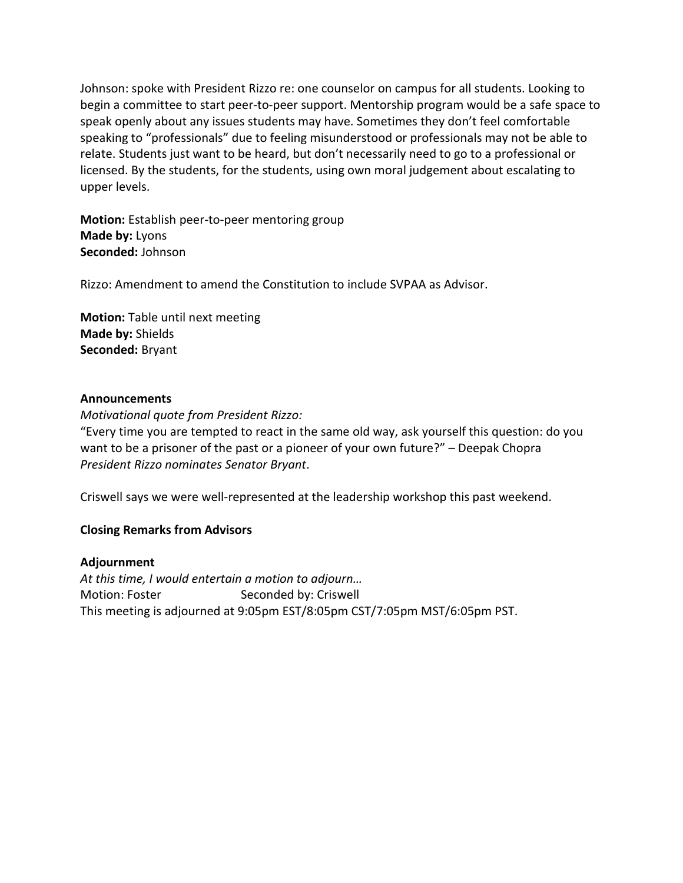Johnson: spoke with President Rizzo re: one counselor on campus for all students. Looking to begin a committee to start peer-to-peer support. Mentorship program would be a safe space to speak openly about any issues students may have. Sometimes they don't feel comfortable speaking to "professionals" due to feeling misunderstood or professionals may not be able to relate. Students just want to be heard, but don't necessarily need to go to a professional or licensed. By the students, for the students, using own moral judgement about escalating to upper levels.

**Motion:** Establish peer-to-peer mentoring group
**Made by:** Lyons
**Seconded:** Johnson

Rizzo: Amendment to amend the Constitution to include SVPAA as Advisor.

**Motion:** Table until next meeting
**Made by:** Shields
**Seconded:** Bryant

**Announcements**

*Motivational quote from President Rizzo:*
"Every time you are tempted to react in the same old way, ask yourself this question: do you want to be a prisoner of the past or a pioneer of your own future?" – Deepak Chopra
*President Rizzo nominates Senator Bryant*.

Criswell says we were well-represented at the leadership workshop this past weekend.

**Closing Remarks from Advisors**

**Adjournment**

*At this time, I would entertain a motion to adjourn…*
Motion: Foster Seconded by: Criswell
This meeting is adjourned at 9:05pm EST/8:05pm CST/7:05pm MST/6:05pm PST.